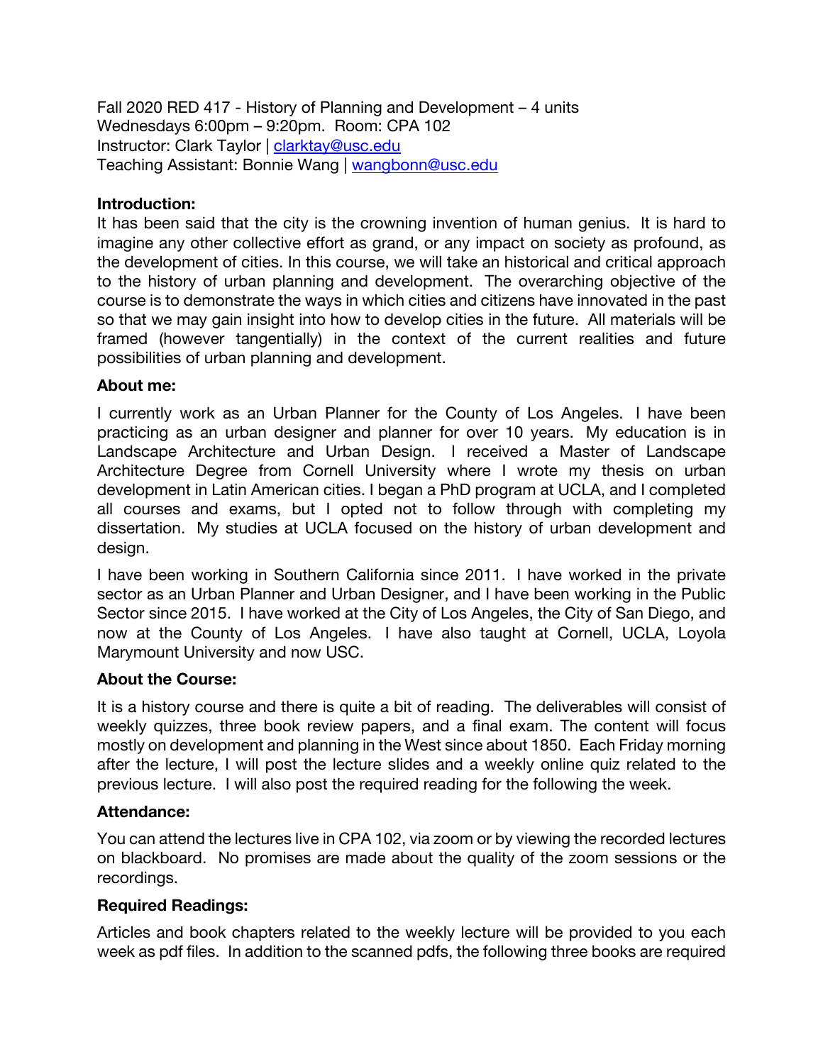Fall 2020 RED 417 - History of Planning and Development – 4 units
Wednesdays 6:00pm – 9:20pm. Room: CPA 102
Instructor: Clark Taylor | clarktay@usc.edu
Teaching Assistant: Bonnie Wang | wangbonn@usc.edu

**Introduction:**

It has been said that the city is the crowning invention of human genius. It is hard to imagine any other collective effort as grand, or any impact on society as profound, as the development of cities. In this course, we will take an historical and critical approach to the history of urban planning and development. The overarching objective of the course is to demonstrate the ways in which cities and citizens have innovated in the past so that we may gain insight into how to develop cities in the future. All materials will be framed (however tangentially) in the context of the current realities and future possibilities of urban planning and development.

**About me:**

I currently work as an Urban Planner for the County of Los Angeles. I have been practicing as an urban designer and planner for over 10 years. My education is in Landscape Architecture and Urban Design. I received a Master of Landscape Architecture Degree from Cornell University where I wrote my thesis on urban development in Latin American cities. I began a PhD program at UCLA, and I completed all courses and exams, but I opted not to follow through with completing my dissertation. My studies at UCLA focused on the history of urban development and design.

I have been working in Southern California since 2011. I have worked in the private sector as an Urban Planner and Urban Designer, and I have been working in the Public Sector since 2015. I have worked at the City of Los Angeles, the City of San Diego, and now at the County of Los Angeles. I have also taught at Cornell, UCLA, Loyola Marymount University and now USC.

**About the Course:**

It is a history course and there is quite a bit of reading. The deliverables will consist of weekly quizzes, three book review papers, and a final exam. The content will focus mostly on development and planning in the West since about 1850. Each Friday morning after the lecture, I will post the lecture slides and a weekly online quiz related to the previous lecture. I will also post the required reading for the following the week.

**Attendance:**

You can attend the lectures live in CPA 102, via zoom or by viewing the recorded lectures on blackboard. No promises are made about the quality of the zoom sessions or the recordings.

**Required Readings:**

Articles and book chapters related to the weekly lecture will be provided to you each week as pdf files. In addition to the scanned pdfs, the following three books are required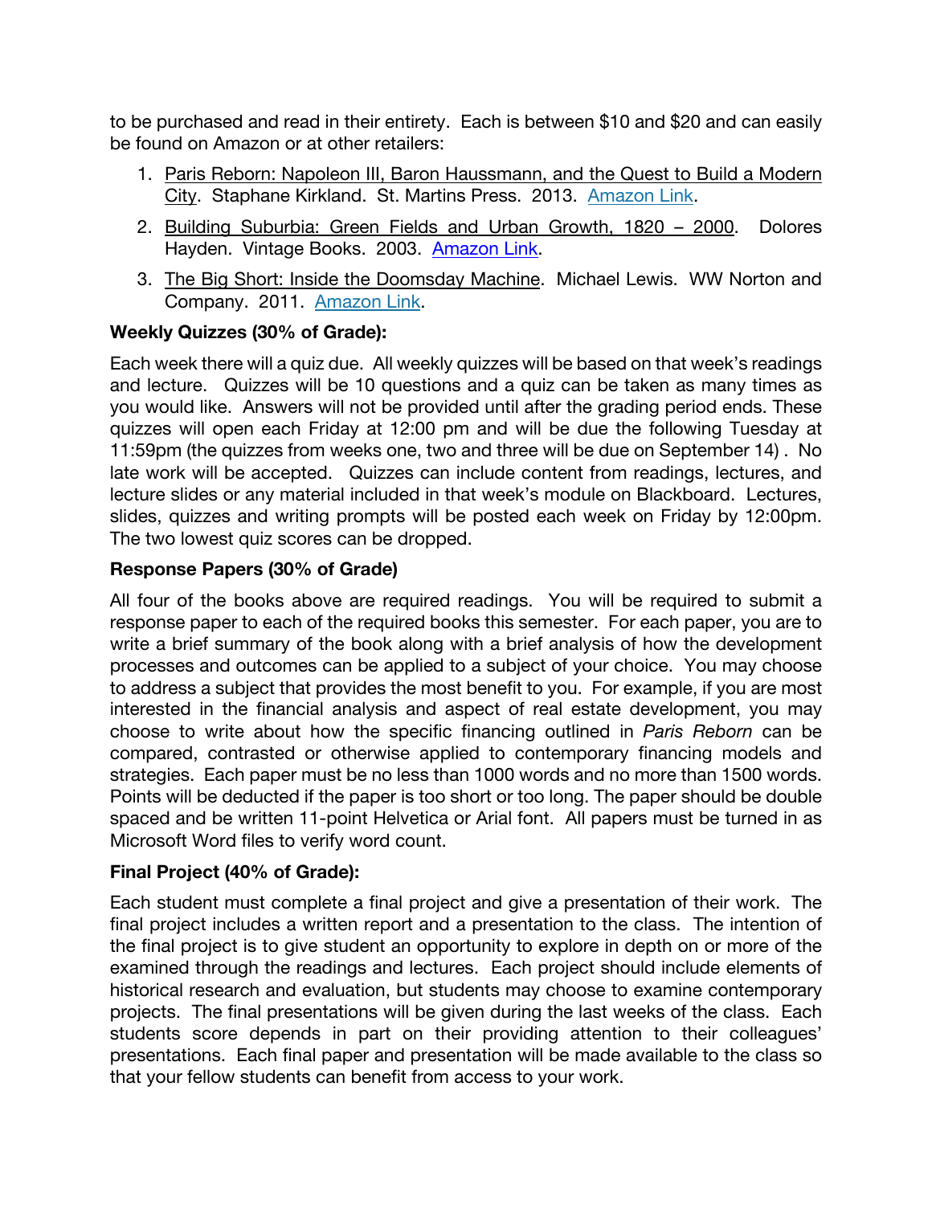to be purchased and read in their entirety. Each is between $10 and $20 and can easily be found on Amazon or at other retailers:

1. Paris Reborn: Napoleon III, Baron Haussmann, and the Quest to Build a Modern City. Staphane Kirkland. St. Martins Press. 2013. Amazon Link.
2. Building Suburbia: Green Fields and Urban Growth, 1820 – 2000. Dolores Hayden. Vintage Books. 2003. Amazon Link.
3. The Big Short: Inside the Doomsday Machine. Michael Lewis. WW Norton and Company. 2011. Amazon Link.

**Weekly Quizzes (30% of Grade):**

Each week there will a quiz due. All weekly quizzes will be based on that week's readings and lecture. Quizzes will be 10 questions and a quiz can be taken as many times as you would like. Answers will not be provided until after the grading period ends. These quizzes will open each Friday at 12:00 pm and will be due the following Tuesday at 11:59pm (the quizzes from weeks one, two and three will be due on September 14) . No late work will be accepted. Quizzes can include content from readings, lectures, and lecture slides or any material included in that week's module on Blackboard. Lectures, slides, quizzes and writing prompts will be posted each week on Friday by 12:00pm. The two lowest quiz scores can be dropped.

**Response Papers (30% of Grade)**

All four of the books above are required readings. You will be required to submit a response paper to each of the required books this semester. For each paper, you are to write a brief summary of the book along with a brief analysis of how the development processes and outcomes can be applied to a subject of your choice. You may choose to address a subject that provides the most benefit to you. For example, if you are most interested in the financial analysis and aspect of real estate development, you may choose to write about how the specific financing outlined in *Paris Reborn* can be compared, contrasted or otherwise applied to contemporary financing models and strategies. Each paper must be no less than 1000 words and no more than 1500 words. Points will be deducted if the paper is too short or too long. The paper should be double spaced and be written 11-point Helvetica or Arial font. All papers must be turned in as Microsoft Word files to verify word count.

**Final Project (40% of Grade):**

Each student must complete a final project and give a presentation of their work. The final project includes a written report and a presentation to the class. The intention of the final project is to give student an opportunity to explore in depth on or more of the examined through the readings and lectures. Each project should include elements of historical research and evaluation, but students may choose to examine contemporary projects. The final presentations will be given during the last weeks of the class. Each students score depends in part on their providing attention to their colleagues' presentations. Each final paper and presentation will be made available to the class so that your fellow students can benefit from access to your work.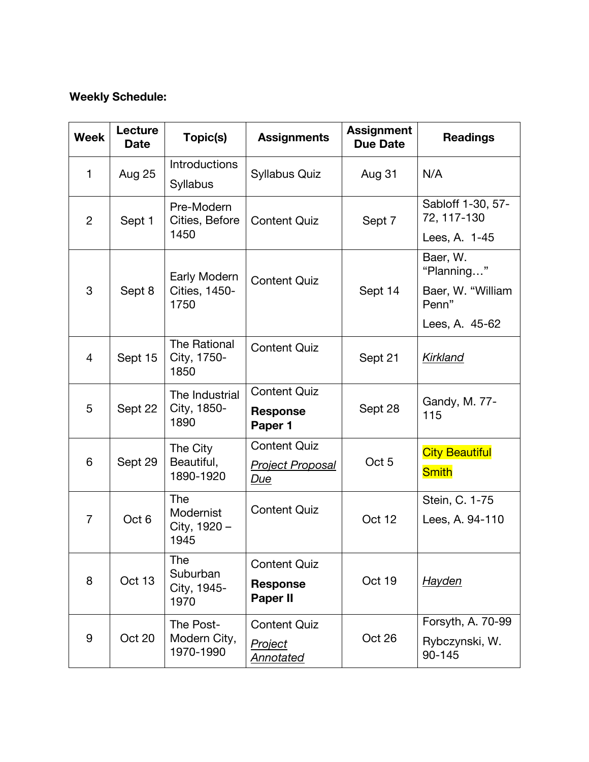**Weekly Schedule:**

| Week | Lecture Date | Topic(s) | Assignments | Assignment Due Date | Readings |
|---|---|---|---|---|---|
| 1 | Aug 25 | Introductions<br>Syllabus | Syllabus Quiz | Aug 31 | N/A |
| 2 | Sept 1 | Pre-Modern Cities, Before 1450 | Content Quiz | Sept 7 | Sabloff 1-30, 57-72, 117-130<br>Lees, A. 1-45 |
| 3 | Sept 8 | Early Modern Cities, 1450-1750 | Content Quiz | Sept 14 | Baer, W. "Planning…"<br>Baer, W. "William Penn"<br>Lees, A. 45-62 |
| 4 | Sept 15 | The Rational City, 1750-1850 | Content Quiz | Sept 21 | *Kirkland* |
| 5 | Sept 22 | The Industrial City, 1850-1890 | Content Quiz<br>**Response Paper 1** | Sept 28 | Gandy, M. 77-115 |
| 6 | Sept 29 | The City Beautiful, 1890-1920 | Content Quiz<br>*Project Proposal Due* | Oct 5 | City Beautiful<br>Smith |
| 7 | Oct 6 | The Modernist City, 1920 – 1945 | Content Quiz | Oct 12 | Stein, C. 1-75<br>Lees, A. 94-110 |
| 8 | Oct 13 | The Suburban City, 1945-1970 | Content Quiz<br>**Response Paper II** | Oct 19 | *Hayden* |
| 9 | Oct 20 | The Post-Modern City, 1970-1990 | Content Quiz<br>*Project Annotated* | Oct 26 | Forsyth, A. 70-99<br>Rybczynski, W. 90-145 |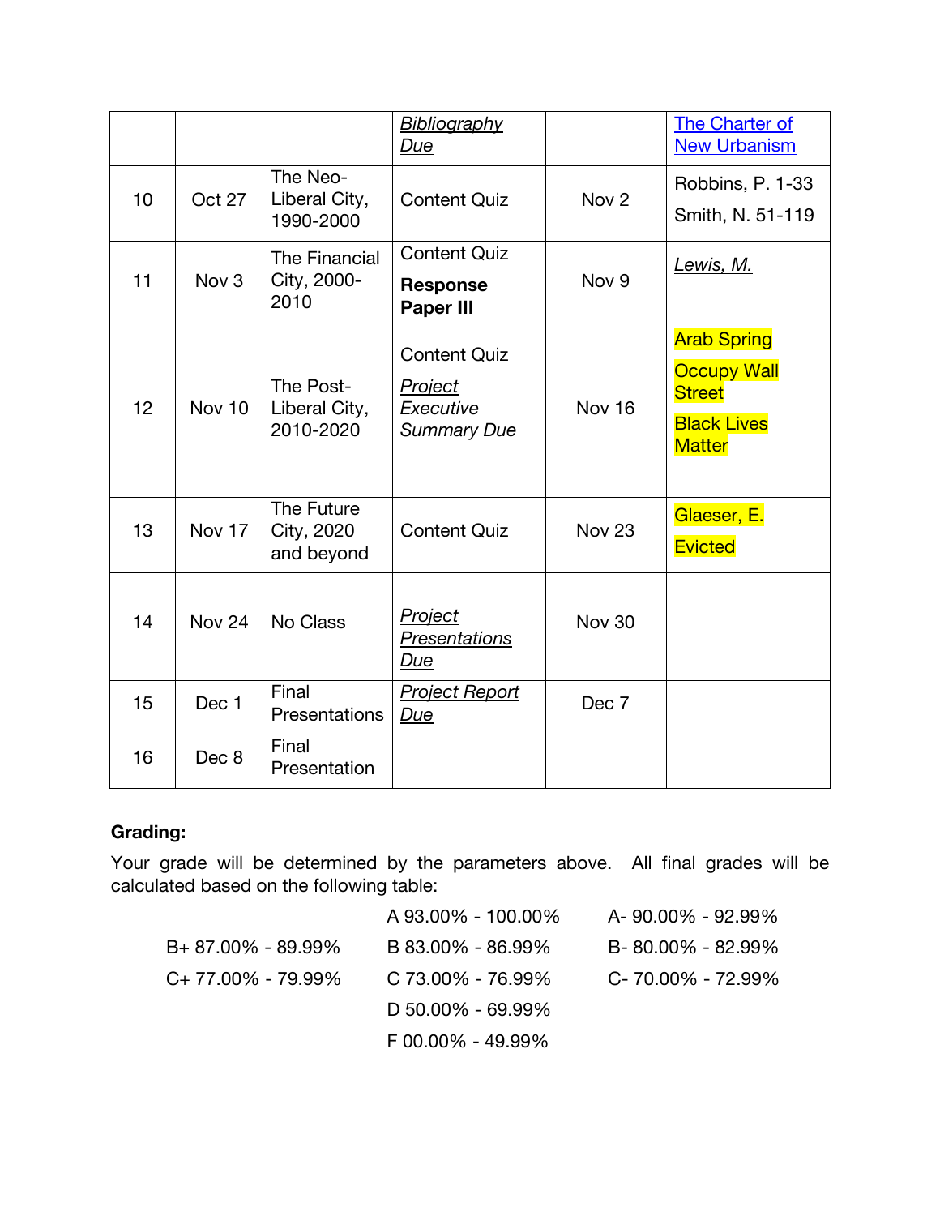| | | | *Bibliography Due* | | [The Charter of New Urbanism] |
|---|---|---|---|---|---|
| 10 | Oct 27 | The Neo-Liberal City, 1990-2000 | Content Quiz | Nov 2 | Robbins, P. 1-33<br>Smith, N. 51-119 |
| 11 | Nov 3 | The Financial City, 2000-2010 | Content Quiz<br>**Response Paper III** | Nov 9 | *Lewis, M.* |
| 12 | Nov 10 | The Post-Liberal City, 2010-2020 | Content Quiz<br>*Project Executive Summary Due* | Nov 16 | Arab Spring<br>Occupy Wall Street<br>Black Lives Matter |
| 13 | Nov 17 | The Future City, 2020 and beyond | Content Quiz | Nov 23 | Glaeser, E.<br>Evicted |
| 14 | Nov 24 | No Class | *Project Presentations Due* | Nov 30 | |
| 15 | Dec 1 | Final Presentations | *Project Report Due* | Dec 7 | |
| 16 | Dec 8 | Final Presentation | | | |

**Grading:**

Your grade will be determined by the parameters above. All final grades will be calculated based on the following table:

| | | |
|---|---|---|
| | A 93.00% - 100.00% | A- 90.00% - 92.99% |
| B+ 87.00% - 89.99% | B 83.00% - 86.99% | B- 80.00% - 82.99% |
| C+ 77.00% - 79.99% | C 73.00% - 76.99% | C- 70.00% - 72.99% |
| | D 50.00% - 69.99% | |
| | F 00.00% - 49.99% | |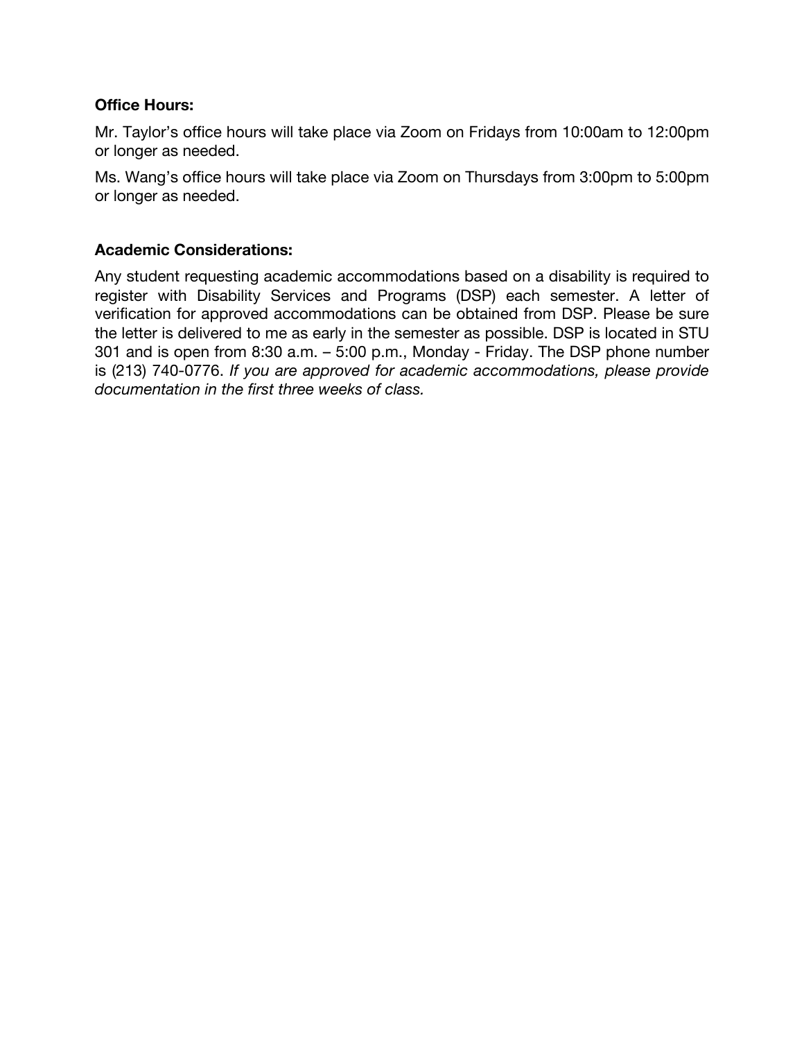**Office Hours:**

Mr. Taylor’s office hours will take place via Zoom on Fridays from 10:00am to 12:00pm or longer as needed.

Ms. Wang’s office hours will take place via Zoom on Thursdays from 3:00pm to 5:00pm or longer as needed.

**Academic Considerations:**

Any student requesting academic accommodations based on a disability is required to register with Disability Services and Programs (DSP) each semester. A letter of verification for approved accommodations can be obtained from DSP. Please be sure the letter is delivered to me as early in the semester as possible. DSP is located in STU 301 and is open from 8:30 a.m. – 5:00 p.m., Monday - Friday. The DSP phone number is (213) 740-0776. *If you are approved for academic accommodations, please provide documentation in the first three weeks of class.*